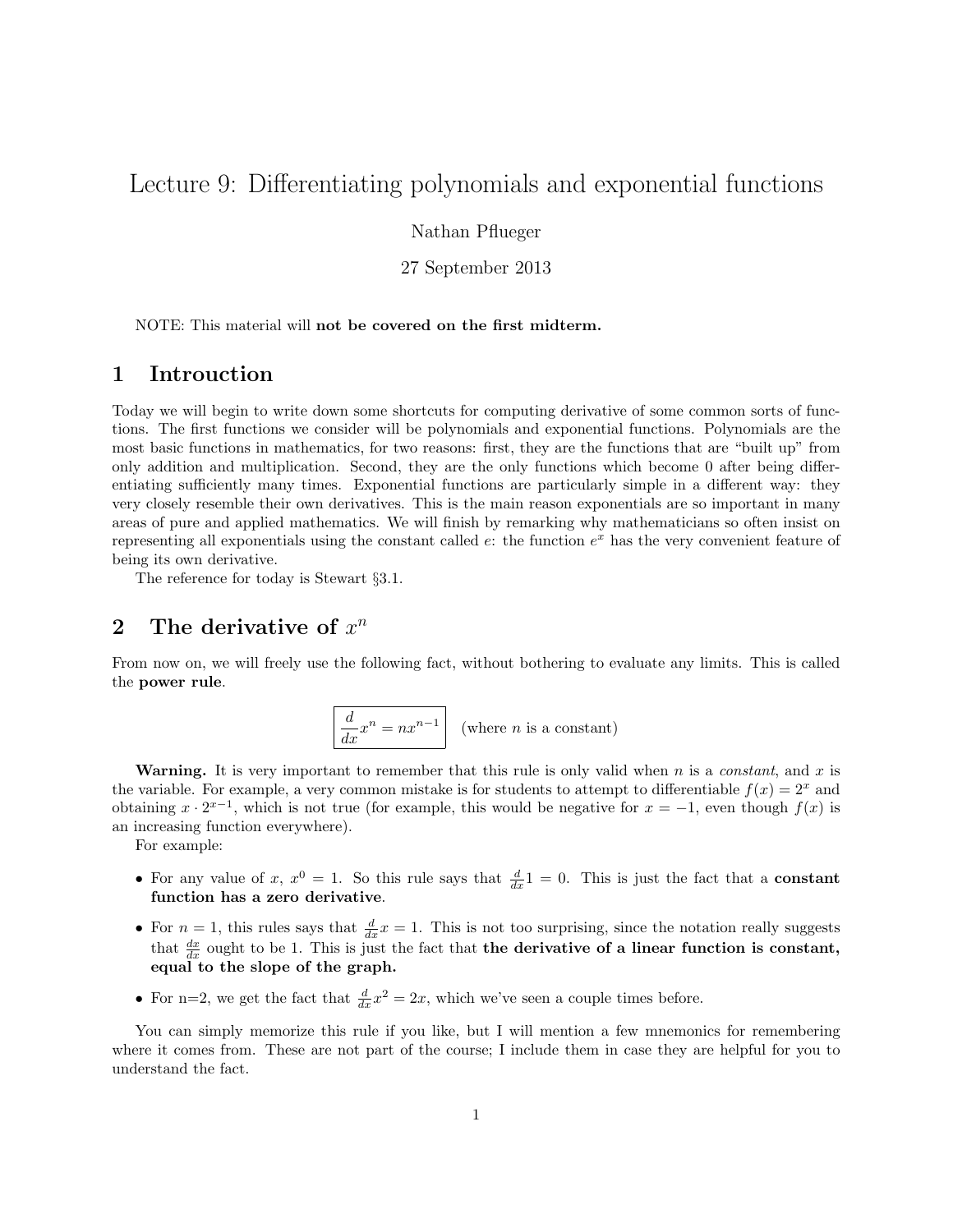# Lecture 9: Differentiating polynomials and exponential functions

Nathan Pflueger

27 September 2013

NOTE: This material will **not be covered on the first midterm.**

## 1 Introuction

Today we will begin to write down some shortcuts for computing derivative of some common sorts of functions. The first functions we consider will be polynomials and exponential functions. Polynomials are the most basic functions in mathematics, for two reasons: first, they are the functions that are "built up" from only addition and multiplication. Second, they are the only functions which become 0 after being differentiating sufficiently many times. Exponential functions are particularly simple in a different way: they very closely resemble their own derivatives. This is the main reason exponentials are so important in many areas of pure and applied mathematics. We will finish by remarking why mathematicians so often insist on representing all exponentials using the constant called $e$: the function $e^x$ has the very convenient feature of being its own derivative.

The reference for today is Stewart §3.1.

## 2 The derivative of $x^n$

From now on, we will freely use the following fact, without bothering to evaluate any limits. This is called the **power rule**.

$$\boxed{\frac{d}{dx}x^n = nx^{n-1}} \quad \text{(where } n \text{ is a constant)}$$

**Warning.** It is very important to remember that this rule is only valid when $n$ is a *constant*, and $x$ is the variable. For example, a very common mistake is for students to attempt to differentiable $f(x) = 2^x$ and obtaining $x \cdot 2^{x-1}$, which is not true (for example, this would be negative for $x = -1$, even though $f(x)$ is an increasing function everywhere).

For example:

- For any value of $x$, $x^0 = 1$. So this rule says that $\frac{d}{dx}1 = 0$. This is just the fact that a **constant function has a zero derivative**.
- For $n = 1$, this rules says that $\frac{d}{dx}x = 1$. This is not too surprising, since the notation really suggests that $\frac{dx}{dx}$ ought to be 1. This is just the fact that **the derivative of a linear function is constant, equal to the slope of the graph.**
- For n=2, we get the fact that $\frac{d}{dx}x^2 = 2x$, which we've seen a couple times before.

You can simply memorize this rule if you like, but I will mention a few mnemonics for remembering where it comes from. These are not part of the course; I include them in case they are helpful for you to understand the fact.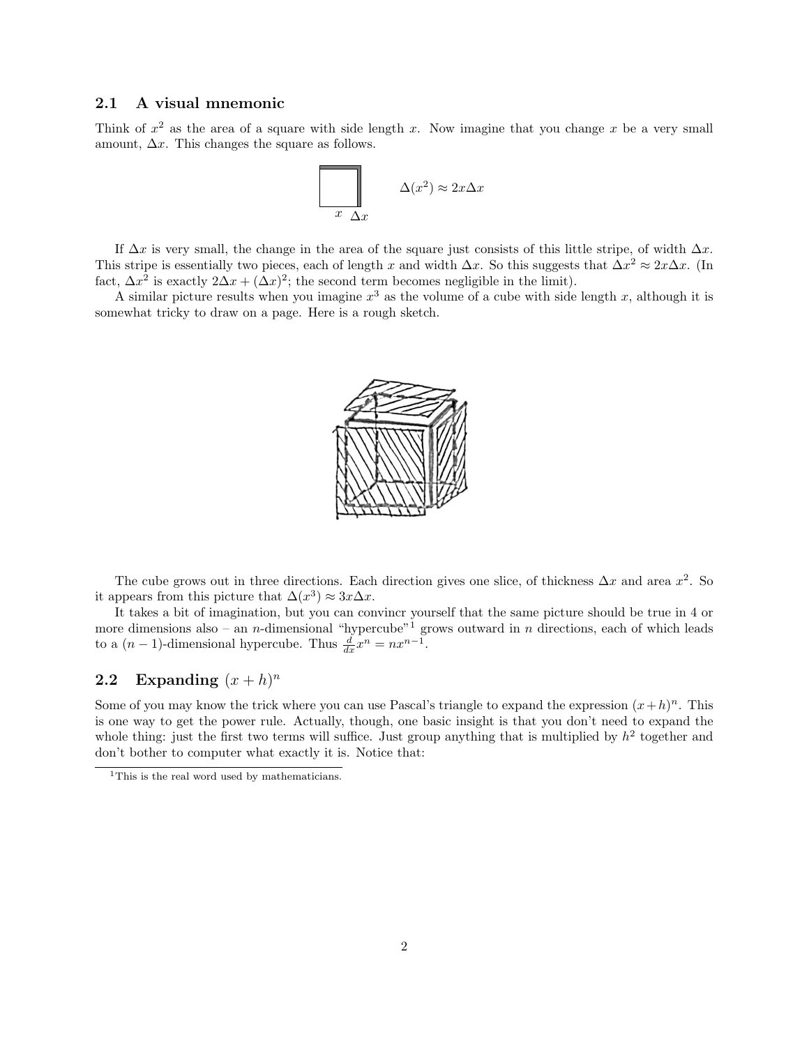### 2.1 A visual mnemonic

Think of $x^2$ as the area of a square with side length $x$. Now imagine that you change $x$ be a very small amount, $\Delta x$. This changes the square as follows.

$x$ $\Delta x$ $\qquad \Delta(x^2) \approx 2x\Delta x$

If $\Delta x$ is very small, the change in the area of the square just consists of this little stripe, of width $\Delta x$. This stripe is essentially two pieces, each of length $x$ and width $\Delta x$. So this suggests that $\Delta x^2 \approx 2x\Delta x$. (In fact, $\Delta x^2$ is exactly $2\Delta x + (\Delta x)^2$; the second term becomes negligible in the limit).

A similar picture results when you imagine $x^3$ as the volume of a cube with side length $x$, although it is somewhat tricky to draw on a page. Here is a rough sketch.

The cube grows out in three directions. Each direction gives one slice, of thickness $\Delta x$ and area $x^2$. So it appears from this picture that $\Delta(x^3) \approx 3x\Delta x$.

It takes a bit of imagination, but you can convincr yourself that the same picture should be true in 4 or more dimensions also – an $n$-dimensional "hypercube"[1] grows outward in $n$ directions, each of which leads to a $(n-1)$-dimensional hypercube. Thus $\frac{d}{dx}x^n = nx^{n-1}$.

### 2.2 Expanding $(x + h)^n$

Some of you may know the trick where you can use Pascal's triangle to expand the expression $(x+h)^n$. This is one way to get the power rule. Actually, though, one basic insight is that you don't need to expand the whole thing: just the first two terms will suffice. Just group anything that is multiplied by $h^2$ together and don't bother to computer what exactly it is. Notice that:

[1] This is the real word used by mathematicians.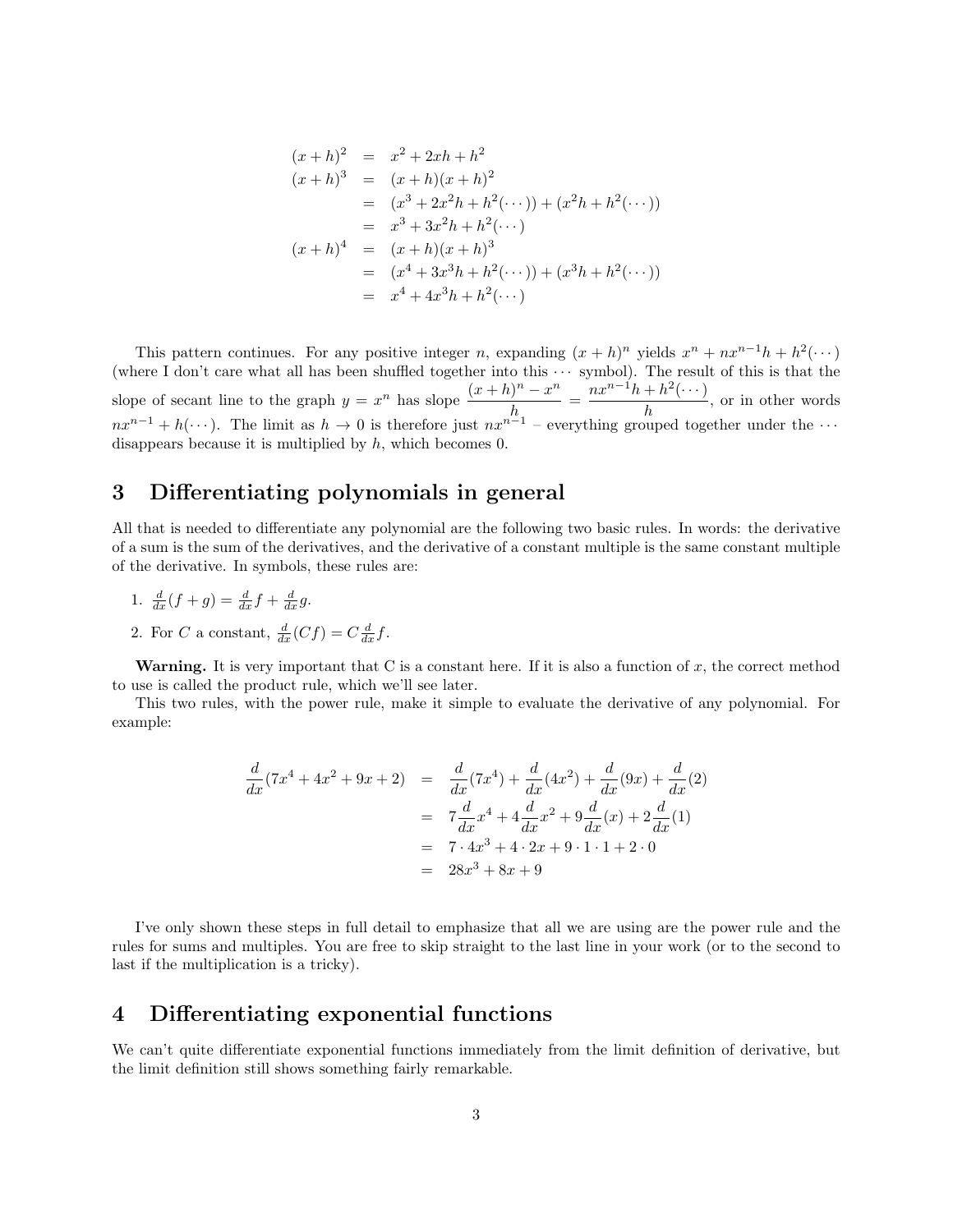$$
\begin{aligned}
(x+h)^2 &= x^2 + 2xh + h^2 \\
(x+h)^3 &= (x+h)(x+h)^2 \\
&= (x^3 + 2x^2h + h^2(\cdots)) + (x^2h + h^2(\cdots)) \\
&= x^3 + 3x^2h + h^2(\cdots) \\
(x+h)^4 &= (x+h)(x+h)^3 \\
&= (x^4 + 3x^3h + h^2(\cdots)) + (x^3h + h^2(\cdots)) \\
&= x^4 + 4x^3h + h^2(\cdots)
\end{aligned}
$$

This pattern continues. For any positive integer $n$, expanding $(x+h)^n$ yields $x^n + nx^{n-1}h + h^2(\cdots)$ (where I don't care what all has been shuffled together into this $\cdots$ symbol). The result of this is that the slope of secant line to the graph $y = x^n$ has slope $\frac{(x+h)^n - x^n}{h} = \frac{nx^{n-1}h + h^2(\cdots)}{h}$, or in other words $nx^{n-1} + h(\cdots)$. The limit as $h \to 0$ is therefore just $nx^{n-1}$ – everything grouped together under the $\cdots$ disappears because it is multiplied by $h$, which becomes 0.

## 3 Differentiating polynomials in general

All that is needed to differentiate any polynomial are the following two basic rules. In words: the derivative of a sum is the sum of the derivatives, and the derivative of a constant multiple is the same constant multiple of the derivative. In symbols, these rules are:

1. $\frac{d}{dx}(f+g) = \frac{d}{dx}f + \frac{d}{dx}g$.
2. For $C$ a constant, $\frac{d}{dx}(Cf) = C\frac{d}{dx}f$.

**Warning.** It is very important that C is a constant here. If it is also a function of $x$, the correct method to use is called the product rule, which we'll see later.

This two rules, with the power rule, make it simple to evaluate the derivative of any polynomial. For example:

$$
\begin{aligned}
\frac{d}{dx}(7x^4 + 4x^2 + 9x + 2) &= \frac{d}{dx}(7x^4) + \frac{d}{dx}(4x^2) + \frac{d}{dx}(9x) + \frac{d}{dx}(2) \\
&= 7\frac{d}{dx}x^4 + 4\frac{d}{dx}x^2 + 9\frac{d}{dx}(x) + 2\frac{d}{dx}(1) \\
&= 7 \cdot 4x^3 + 4 \cdot 2x + 9 \cdot 1 \cdot 1 + 2 \cdot 0 \\
&= 28x^3 + 8x + 9
\end{aligned}
$$

I've only shown these steps in full detail to emphasize that all we are using are the power rule and the rules for sums and multiples. You are free to skip straight to the last line in your work (or to the second to last if the multiplication is a tricky).

## 4 Differentiating exponential functions

We can't quite differentiate exponential functions immediately from the limit definition of derivative, but the limit definition still shows something fairly remarkable.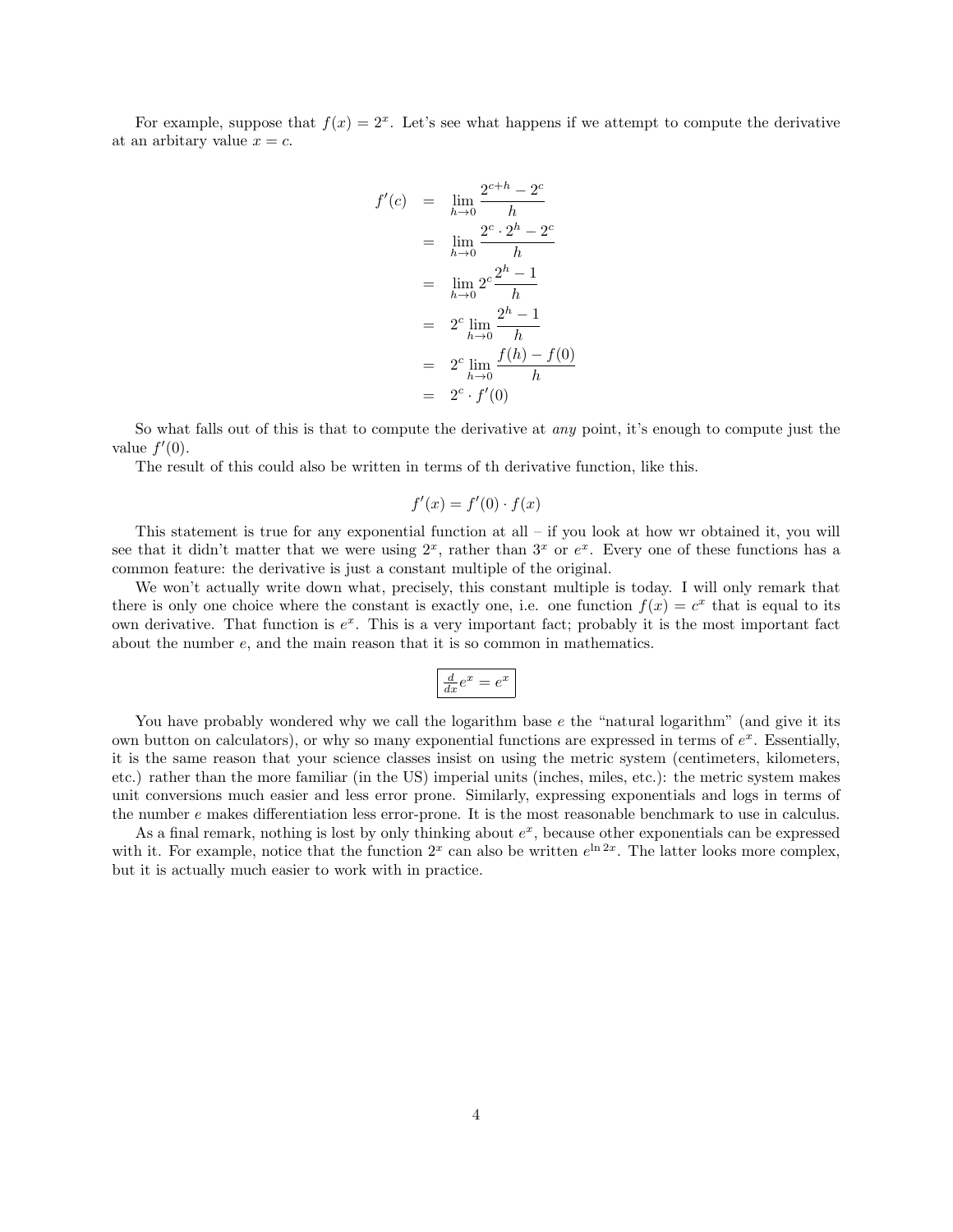For example, suppose that $f(x) = 2^x$. Let's see what happens if we attempt to compute the derivative at an arbitary value $x = c$.

$$
\begin{aligned}
f'(c) &= \lim_{h \to 0} \frac{2^{c+h} - 2^c}{h} \\
&= \lim_{h \to 0} \frac{2^c \cdot 2^h - 2^c}{h} \\
&= \lim_{h \to 0} 2^c \frac{2^h - 1}{h} \\
&= 2^c \lim_{h \to 0} \frac{2^h - 1}{h} \\
&= 2^c \lim_{h \to 0} \frac{f(h) - f(0)}{h} \\
&= 2^c \cdot f'(0)
\end{aligned}
$$

So what falls out of this is that to compute the derivative at *any* point, it's enough to compute just the value $f'(0)$.

The result of this could also be written in terms of th derivative function, like this.

$$f'(x) = f'(0) \cdot f(x)$$

This statement is true for any exponential function at all – if you look at how wr obtained it, you will see that it didn't matter that we were using $2^x$, rather than $3^x$ or $e^x$. Every one of these functions has a common feature: the derivative is just a constant multiple of the original.

We won't actually write down what, precisely, this constant multiple is today. I will only remark that there is only one choice where the constant is exactly one, i.e. one function $f(x) = c^x$ that is equal to its own derivative. That function is $e^x$. This is a very important fact; probably it is the most important fact about the number $e$, and the main reason that it is so common in mathematics.

$$\boxed{\frac{d}{dx} e^x = e^x}$$

You have probably wondered why we call the logarithm base $e$ the "natural logarithm" (and give it its own button on calculators), or why so many exponential functions are expressed in terms of $e^x$. Essentially, it is the same reason that your science classes insist on using the metric system (centimeters, kilometers, etc.) rather than the more familiar (in the US) imperial units (inches, miles, etc.): the metric system makes unit conversions much easier and less error prone. Similarly, expressing exponentials and logs in terms of the number $e$ makes differentiation less error-prone. It is the most reasonable benchmark to use in calculus.

As a final remark, nothing is lost by only thinking about $e^x$, because other exponentials can be expressed with it. For example, notice that the function $2^x$ can also be written $e^{\ln 2x}$. The latter looks more complex, but it is actually much easier to work with in practice.